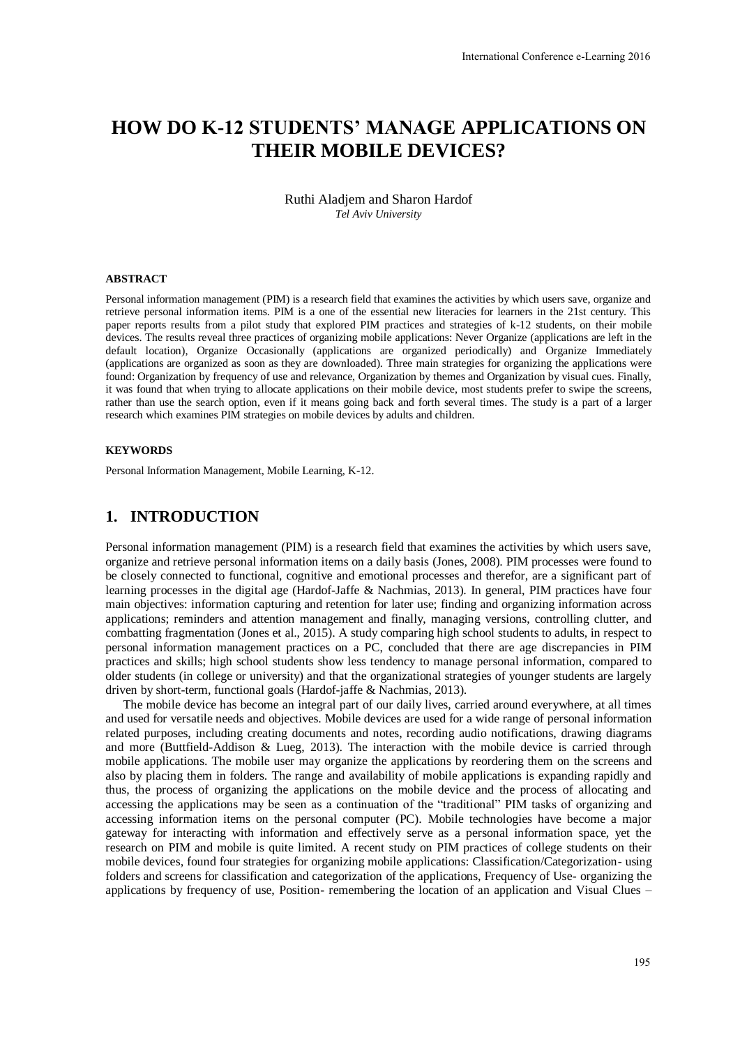# HOW DO K-12 STUDENTS' MANAGE APPLICATIONS ON THEIR MOBILE DEVICES?

Ruthi Aladjem and Sharon Hardof
*Tel Aviv University*

### ABSTRACT

Personal information management (PIM) is a research field that examines the activities by which users save, organize and retrieve personal information items. PIM is a one of the essential new literacies for learners in the 21st century. This paper reports results from a pilot study that explored PIM practices and strategies of k-12 students, on their mobile devices. The results reveal three practices of organizing mobile applications: Never Organize (applications are left in the default location), Organize Occasionally (applications are organized periodically) and Organize Immediately (applications are organized as soon as they are downloaded). Three main strategies for organizing the applications were found: Organization by frequency of use and relevance, Organization by themes and Organization by visual cues. Finally, it was found that when trying to allocate applications on their mobile device, most students prefer to swipe the screens, rather than use the search option, even if it means going back and forth several times. The study is a part of a larger research which examines PIM strategies on mobile devices by adults and children.

### KEYWORDS

Personal Information Management, Mobile Learning, K-12.

## 1. INTRODUCTION

Personal information management (PIM) is a research field that examines the activities by which users save, organize and retrieve personal information items on a daily basis (Jones, 2008). PIM processes were found to be closely connected to functional, cognitive and emotional processes and therefor, are a significant part of learning processes in the digital age (Hardof-Jaffe & Nachmias, 2013). In general, PIM practices have four main objectives: information capturing and retention for later use; finding and organizing information across applications; reminders and attention management and finally, managing versions, controlling clutter, and combatting fragmentation (Jones et al., 2015). A study comparing high school students to adults, in respect to personal information management practices on a PC, concluded that there are age discrepancies in PIM practices and skills; high school students show less tendency to manage personal information, compared to older students (in college or university) and that the organizational strategies of younger students are largely driven by short-term, functional goals (Hardof-jaffe & Nachmias, 2013).

The mobile device has become an integral part of our daily lives, carried around everywhere, at all times and used for versatile needs and objectives. Mobile devices are used for a wide range of personal information related purposes, including creating documents and notes, recording audio notifications, drawing diagrams and more (Buttfield-Addison & Lueg, 2013). The interaction with the mobile device is carried through mobile applications. The mobile user may organize the applications by reordering them on the screens and also by placing them in folders. The range and availability of mobile applications is expanding rapidly and thus, the process of organizing the applications on the mobile device and the process of allocating and accessing the applications may be seen as a continuation of the "traditional" PIM tasks of organizing and accessing information items on the personal computer (PC). Mobile technologies have become a major gateway for interacting with information and effectively serve as a personal information space, yet the research on PIM and mobile is quite limited. A recent study on PIM practices of college students on their mobile devices, found four strategies for organizing mobile applications: Classification/Categorization- using folders and screens for classification and categorization of the applications, Frequency of Use- organizing the applications by frequency of use, Position- remembering the location of an application and Visual Clues –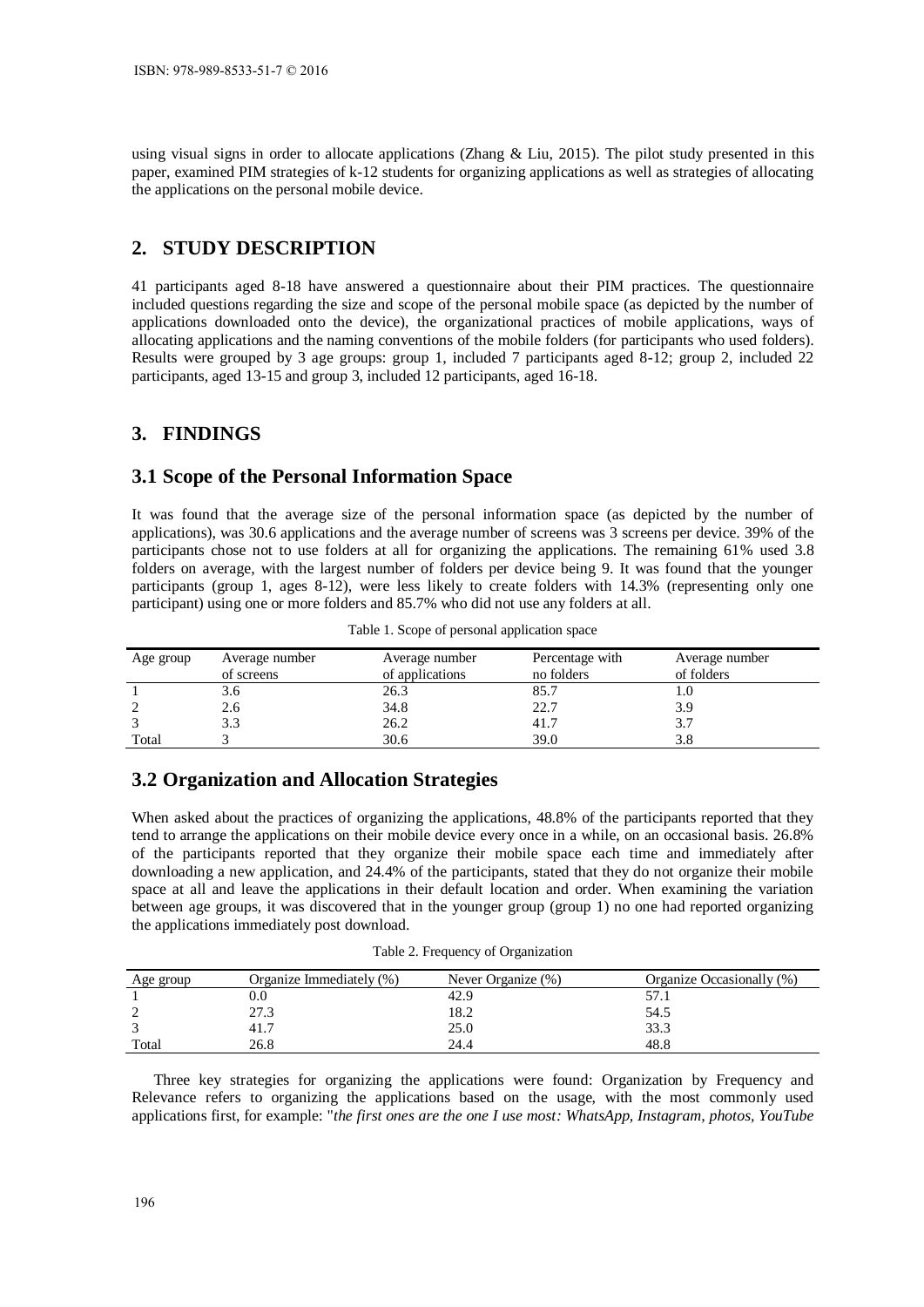using visual signs in order to allocate applications (Zhang & Liu, 2015). The pilot study presented in this paper, examined PIM strategies of k-12 students for organizing applications as well as strategies of allocating the applications on the personal mobile device.

## 2. STUDY DESCRIPTION

41 participants aged 8-18 have answered a questionnaire about their PIM practices. The questionnaire included questions regarding the size and scope of the personal mobile space (as depicted by the number of applications downloaded onto the device), the organizational practices of mobile applications, ways of allocating applications and the naming conventions of the mobile folders (for participants who used folders). Results were grouped by 3 age groups: group 1, included 7 participants aged 8-12; group 2, included 22 participants, aged 13-15 and group 3, included 12 participants, aged 16-18.

## 3. FINDINGS

### 3.1 Scope of the Personal Information Space

It was found that the average size of the personal information space (as depicted by the number of applications), was 30.6 applications and the average number of screens was 3 screens per device. 39% of the participants chose not to use folders at all for organizing the applications. The remaining 61% used 3.8 folders on average, with the largest number of folders per device being 9. It was found that the younger participants (group 1, ages 8-12), were less likely to create folders with 14.3% (representing only one participant) using one or more folders and 85.7% who did not use any folders at all.

Table 1. Scope of personal application space

| Age group | Average number of screens | Average number of applications | Percentage with no folders | Average number of folders |
|---|---|---|---|---|
| 1 | 3.6 | 26.3 | 85.7 | 1.0 |
| 2 | 2.6 | 34.8 | 22.7 | 3.9 |
| 3 | 3.3 | 26.2 | 41.7 | 3.7 |
| Total | 3 | 30.6 | 39.0 | 3.8 |

### 3.2 Organization and Allocation Strategies

When asked about the practices of organizing the applications, 48.8% of the participants reported that they tend to arrange the applications on their mobile device every once in a while, on an occasional basis. 26.8% of the participants reported that they organize their mobile space each time and immediately after downloading a new application, and 24.4% of the participants, stated that they do not organize their mobile space at all and leave the applications in their default location and order. When examining the variation between age groups, it was discovered that in the younger group (group 1) no one had reported organizing the applications immediately post download.

Table 2. Frequency of Organization

| Age group | Organize Immediately (%) | Never Organize (%) | Organize Occasionally (%) |
|---|---|---|---|
| 1 | 0.0 | 42.9 | 57.1 |
| 2 | 27.3 | 18.2 | 54.5 |
| 3 | 41.7 | 25.0 | 33.3 |
| Total | 26.8 | 24.4 | 48.8 |

Three key strategies for organizing the applications were found: Organization by Frequency and Relevance refers to organizing the applications based on the usage, with the most commonly used applications first, for example: "*the first ones are the one I use most: WhatsApp, Instagram, photos, YouTube*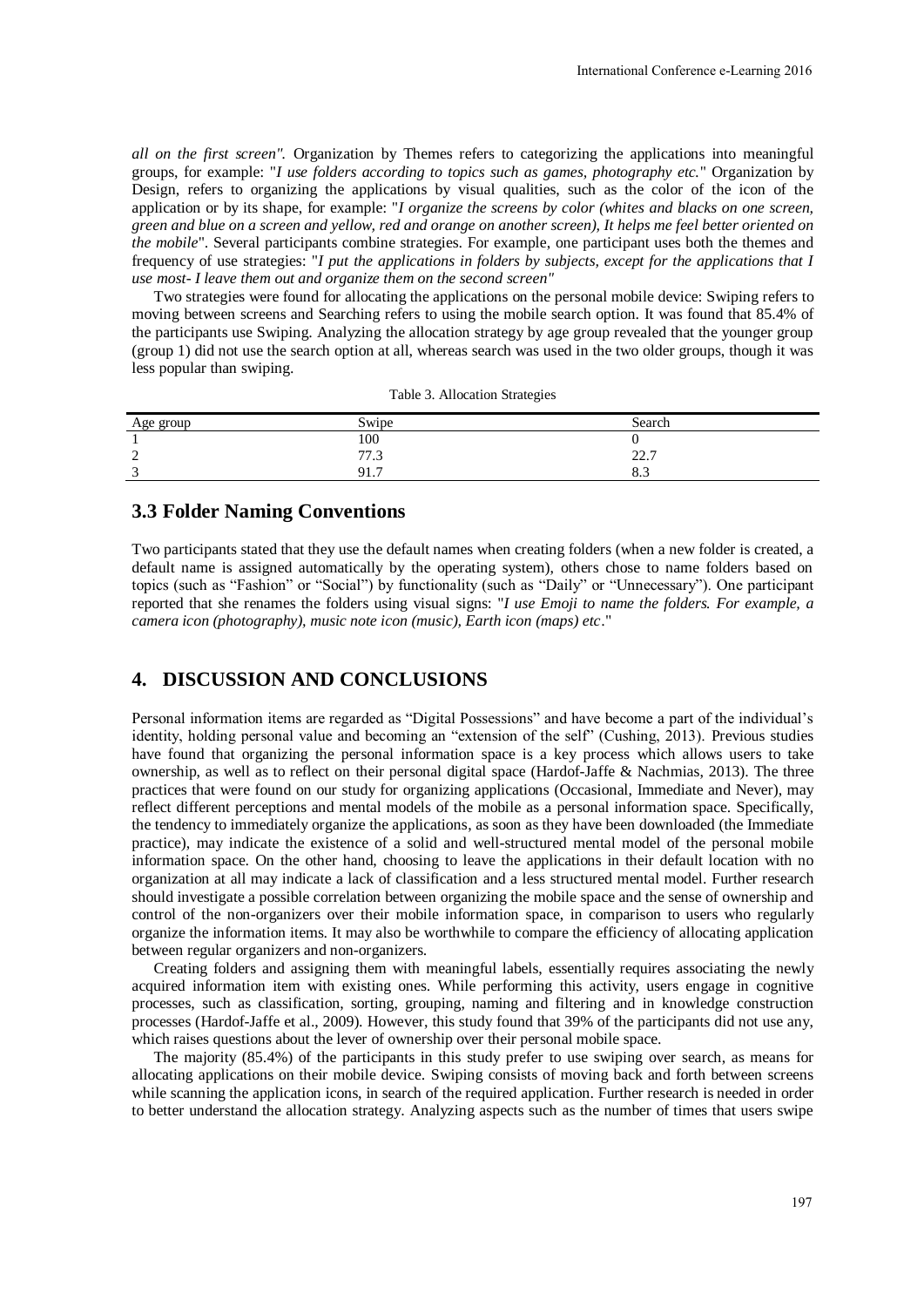*all on the first screen".* Organization by Themes refers to categorizing the applications into meaningful groups, for example: "*I use folders according to topics such as games, photography etc.*" Organization by Design, refers to organizing the applications by visual qualities, such as the color of the icon of the application or by its shape, for example: "*I organize the screens by color (whites and blacks on one screen, green and blue on a screen and yellow, red and orange on another screen), It helps me feel better oriented on the mobile*". Several participants combine strategies. For example, one participant uses both the themes and frequency of use strategies: "*I put the applications in folders by subjects, except for the applications that I use most- I leave them out and organize them on the second screen"*

Two strategies were found for allocating the applications on the personal mobile device: Swiping refers to moving between screens and Searching refers to using the mobile search option. It was found that 85.4% of the participants use Swiping. Analyzing the allocation strategy by age group revealed that the younger group (group 1) did not use the search option at all, whereas search was used in the two older groups, though it was less popular than swiping.

Table 3. Allocation Strategies

| Age group | Swipe | Search |
|---|---|---|
| 1 | 100 | 0 |
| 2 | 77.3 | 22.7 |
| 3 | 91.7 | 8.3 |

### 3.3 Folder Naming Conventions

Two participants stated that they use the default names when creating folders (when a new folder is created, a default name is assigned automatically by the operating system), others chose to name folders based on topics (such as "Fashion" or "Social") by functionality (such as "Daily" or "Unnecessary"). One participant reported that she renames the folders using visual signs: "*I use Emoji to name the folders. For example, a camera icon (photography), music note icon (music), Earth icon (maps) etc*."

## 4. DISCUSSION AND CONCLUSIONS

Personal information items are regarded as "Digital Possessions" and have become a part of the individual's identity, holding personal value and becoming an "extension of the self" (Cushing, 2013). Previous studies have found that organizing the personal information space is a key process which allows users to take ownership, as well as to reflect on their personal digital space (Hardof-Jaffe & Nachmias, 2013). The three practices that were found on our study for organizing applications (Occasional, Immediate and Never), may reflect different perceptions and mental models of the mobile as a personal information space. Specifically, the tendency to immediately organize the applications, as soon as they have been downloaded (the Immediate practice), may indicate the existence of a solid and well-structured mental model of the personal mobile information space. On the other hand, choosing to leave the applications in their default location with no organization at all may indicate a lack of classification and a less structured mental model. Further research should investigate a possible correlation between organizing the mobile space and the sense of ownership and control of the non-organizers over their mobile information space, in comparison to users who regularly organize the information items. It may also be worthwhile to compare the efficiency of allocating application between regular organizers and non-organizers.

Creating folders and assigning them with meaningful labels, essentially requires associating the newly acquired information item with existing ones. While performing this activity, users engage in cognitive processes, such as classification, sorting, grouping, naming and filtering and in knowledge construction processes (Hardof-Jaffe et al., 2009). However, this study found that 39% of the participants did not use any, which raises questions about the lever of ownership over their personal mobile space.

The majority (85.4%) of the participants in this study prefer to use swiping over search, as means for allocating applications on their mobile device. Swiping consists of moving back and forth between screens while scanning the application icons, in search of the required application. Further research is needed in order to better understand the allocation strategy. Analyzing aspects such as the number of times that users swipe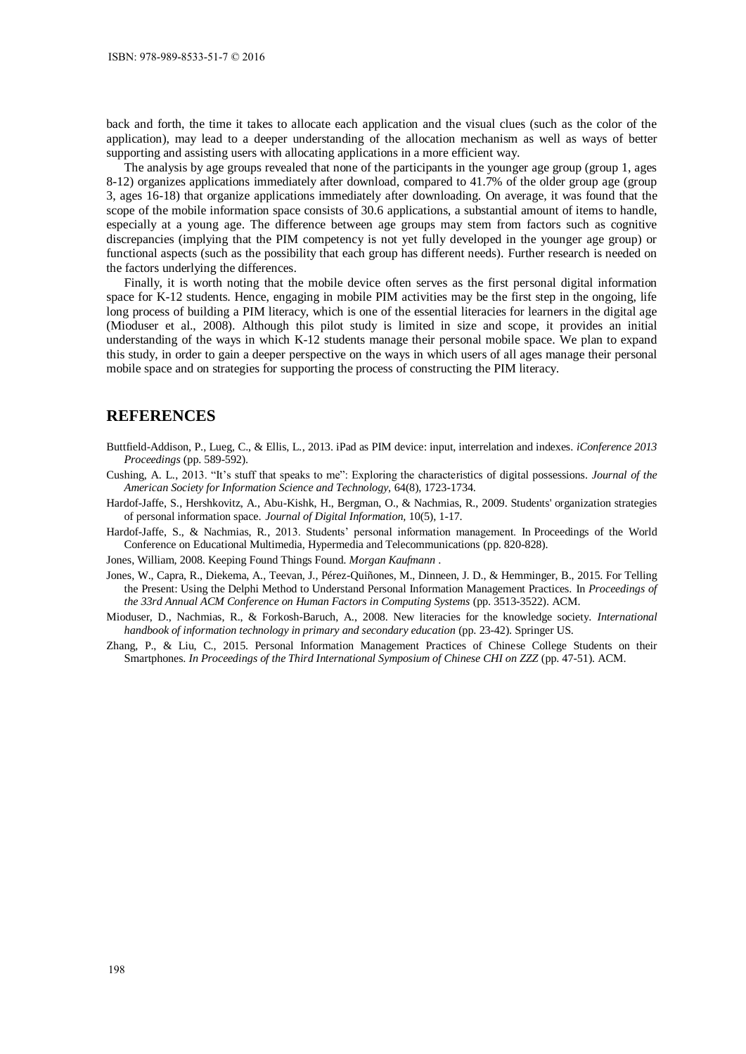back and forth, the time it takes to allocate each application and the visual clues (such as the color of the application), may lead to a deeper understanding of the allocation mechanism as well as ways of better supporting and assisting users with allocating applications in a more efficient way.

The analysis by age groups revealed that none of the participants in the younger age group (group 1, ages 8-12) organizes applications immediately after download, compared to 41.7% of the older group age (group 3, ages 16-18) that organize applications immediately after downloading. On average, it was found that the scope of the mobile information space consists of 30.6 applications, a substantial amount of items to handle, especially at a young age. The difference between age groups may stem from factors such as cognitive discrepancies (implying that the PIM competency is not yet fully developed in the younger age group) or functional aspects (such as the possibility that each group has different needs). Further research is needed on the factors underlying the differences.

Finally, it is worth noting that the mobile device often serves as the first personal digital information space for K-12 students. Hence, engaging in mobile PIM activities may be the first step in the ongoing, life long process of building a PIM literacy, which is one of the essential literacies for learners in the digital age (Mioduser et al., 2008). Although this pilot study is limited in size and scope, it provides an initial understanding of the ways in which K-12 students manage their personal mobile space. We plan to expand this study, in order to gain a deeper perspective on the ways in which users of all ages manage their personal mobile space and on strategies for supporting the process of constructing the PIM literacy.

## REFERENCES

Buttfield-Addison, P., Lueg, C., & Ellis, L., 2013. iPad as PIM device: input, interrelation and indexes. *iConference 2013 Proceedings* (pp. 589-592).

Cushing, A. L., 2013. "It's stuff that speaks to me": Exploring the characteristics of digital possessions. *Journal of the American Society for Information Science and Technology*, 64(8), 1723-1734.

Hardof-Jaffe, S., Hershkovitz, A., Abu-Kishk, H., Bergman, O., & Nachmias, R., 2009. Students' organization strategies of personal information space. *Journal of Digital Information*, 10(5), 1-17.

Hardof-Jaffe, S., & Nachmias, R., 2013. Students' personal information management. In Proceedings of the World Conference on Educational Multimedia, Hypermedia and Telecommunications (pp. 820-828).

Jones, William, 2008. Keeping Found Things Found. *Morgan Kaufmann* .

Jones, W., Capra, R., Diekema, A., Teevan, J., Pérez-Quiñones, M., Dinneen, J. D., & Hemminger, B., 2015. For Telling the Present: Using the Delphi Method to Understand Personal Information Management Practices. In *Proceedings of the 33rd Annual ACM Conference on Human Factors in Computing Systems* (pp. 3513-3522). ACM.

Mioduser, D., Nachmias, R., & Forkosh-Baruch, A., 2008. New literacies for the knowledge society. *International handbook of information technology in primary and secondary education* (pp. 23-42). Springer US.

Zhang, P., & Liu, C., 2015. Personal Information Management Practices of Chinese College Students on their Smartphones. *In Proceedings of the Third International Symposium of Chinese CHI on ZZZ* (pp. 47-51). ACM.